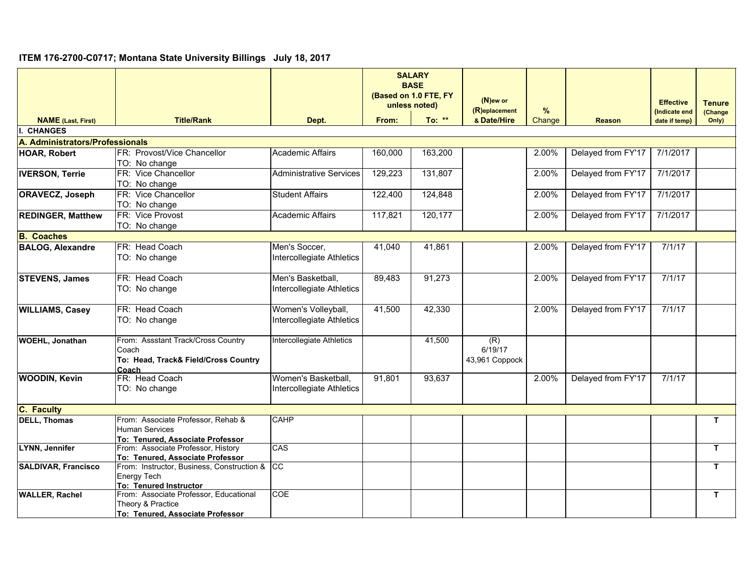## ITEM 176-2700-C0717; Montana State University Billings July 18, 2017

| NAME (Last, First) | Title/Rank | Dept. | SALARY BASE (Based on 1.0 FTE, FY unless noted) From: | To: ** | (N)ew or (R)eplacement & Date/Hire | % Change | Reason | Effective (Indicate end date if temp) | Tenure (Change Only) |
|---|---|---|---|---|---|---|---|---|---|
| **I. CHANGES** | | | | | | | | | |
| **A. Administrators/Professionals** | | | | | | | | | |
| **HOAR, Robert** | FR: Provost/Vice Chancellor<br>TO: No change | Academic Affairs | 160,000 | 163,200 | | 2.00% | Delayed from FY'17 | 7/1/2017 | |
| **IVERSON, Terrie** | FR: Vice Chancellor<br>TO: No change | Administrative Services | 129,223 | 131,807 | | 2.00% | Delayed from FY'17 | 7/1/2017 | |
| **ORAVECZ, Joseph** | FR: Vice Chancellor<br>TO: No change | Student Affairs | 122,400 | 124,848 | | 2.00% | Delayed from FY'17 | 7/1/2017 | |
| **REDINGER, Matthew** | FR: Vice Provost<br>TO: No change | Academic Affairs | 117,821 | 120,177 | | 2.00% | Delayed from FY'17 | 7/1/2017 | |
| **B. Coaches** | | | | | | | | | |
| **BALOG, Alexandre** | FR: Head Coach<br>TO: No change | Men's Soccer, Intercollegiate Athletics | 41,040 | 41,861 | | 2.00% | Delayed from FY'17 | 7/1/17 | |
| **STEVENS, James** | FR: Head Coach<br>TO: No change | Men's Basketball, Intercollegiate Athletics | 89,483 | 91,273 | | 2.00% | Delayed from FY'17 | 7/1/17 | |
| **WILLIAMS, Casey** | FR: Head Coach<br>TO: No change | Women's Volleyball, Intercollegiate Athletics | 41,500 | 42,330 | | 2.00% | Delayed from FY'17 | 7/1/17 | |
| **WOEHL, Jonathan** | From: Assstant Track/Cross Country Coach<br>**To: Head, Track& Field/Cross Country Coach** | Intercollegiate Athletics | | 41,500 | (R)<br>6/19/17<br>43,961 Coppock | | | | |
| **WOODIN, Kevin** | FR: Head Coach<br>TO: No change | Women's Basketball, Intercollegiate Athletics | 91,801 | 93,637 | | 2.00% | Delayed from FY'17 | 7/1/17 | |
| **C. Faculty** | | | | | | | | | |
| **DELL, Thomas** | From: Associate Professor, Rehab & Human Services<br>**To: Tenured, Associate Professor** | CAHP | | | | | | | T |
| **LYNN, Jennifer** | From: Associate Professor, History<br>**To: Tenured, Associate Professor** | CAS | | | | | | | T |
| **SALDIVAR, Francisco** | From: Instructor, Business, Construction & Energy Tech<br>**To: Tenured Instructor** | CC | | | | | | | T |
| **WALLER, Rachel** | From: Associate Professor, Educational Theory & Practice<br>**To: Tenured, Associate Professor** | COE | | | | | | | T |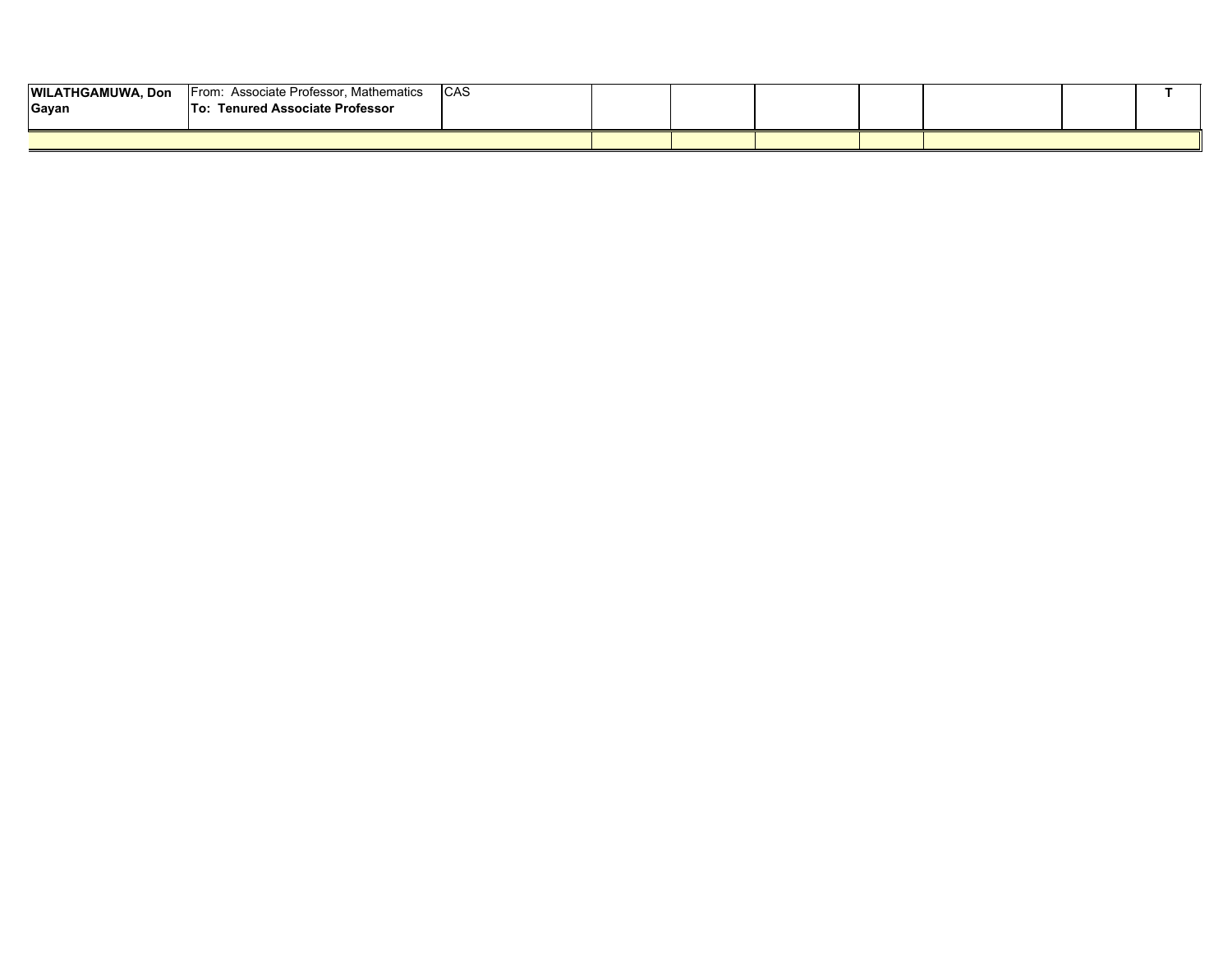| | | | | | | | | | |
|---|---|---|---|---|---|---|---|---|---|
| **WILATHGAMUWA, Don Gayan** | From: Associate Professor, Mathematics<br>**To: Tenured Associate Professor** | CAS | | | | | | | **T** |
| | | | | | | | | | |